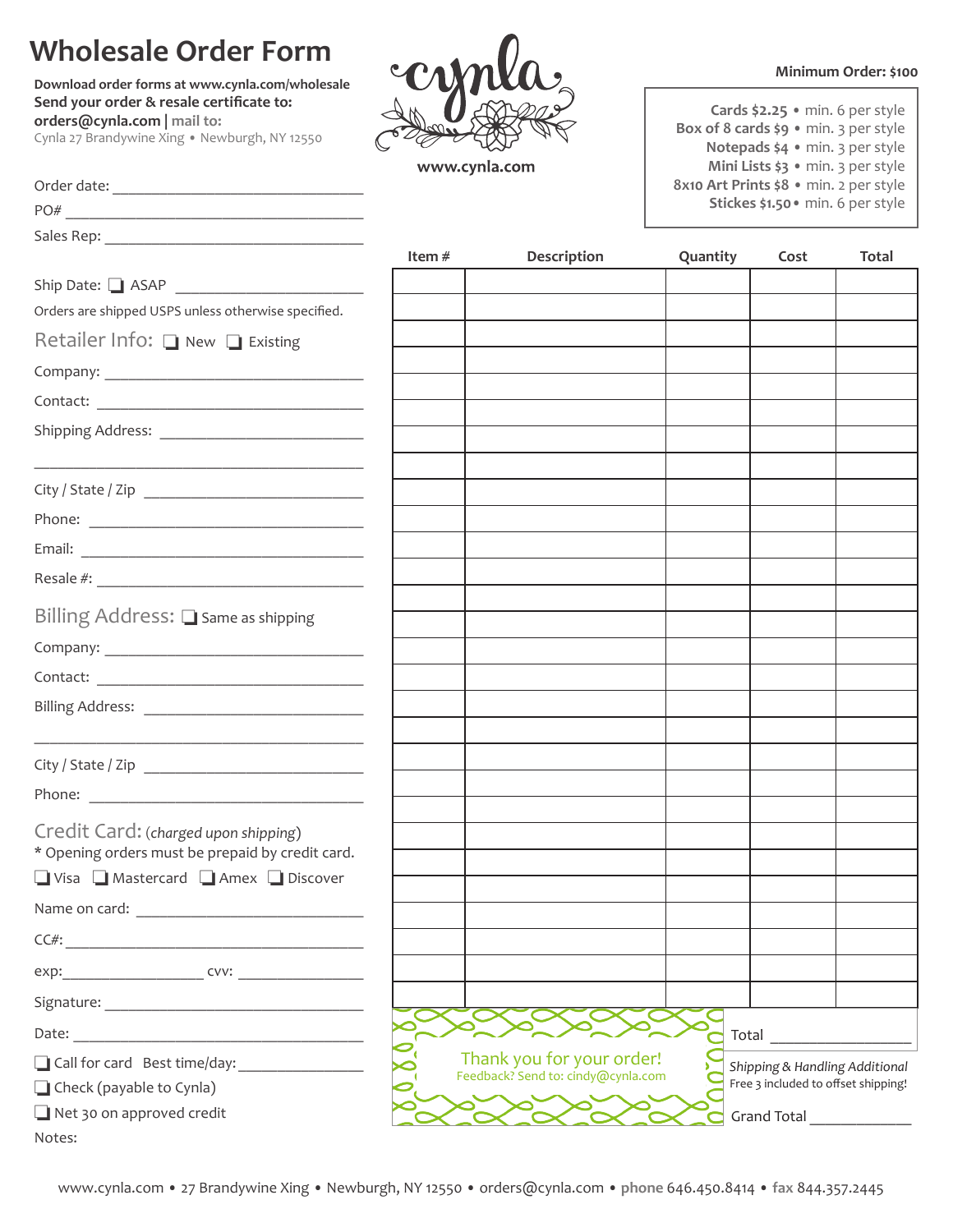# Wholesale Order Form

**Download order forms at www.cynla.com/wholesale**
**Send your order & resale certificate to:**
**orders@cynla.com** | **mail to:**
Cynla 27 Brandywine Xing • Newburgh, NY 12550

cynla

**www.cynla.com**

**Minimum Order: $100**

**Cards $2.25** • min. 6 per style
**Box of 8 cards $9** • min. 3 per style
**Notepads $4** • min. 3 per style
**Mini Lists $3** • min. 3 per style
**8x10 Art Prints $8** • min. 2 per style
**Stickes $1.50** • min. 6 per style

Order date: ____________________________

PO# ____________________________

Sales Rep: ____________________________

Ship Date: ☐ ASAP ____________________

Orders are shipped USPS unless otherwise specified.

## Retailer Info: ☐ New ☐ Existing

Company: ____________________________

Contact: ____________________________

Shipping Address: ____________________________

____________________________

City / State / Zip ____________________________

Phone: ____________________________

Email: ____________________________

Resale #: ____________________________

## Billing Address: ☐ Same as shipping

Company: ____________________________

Contact: ____________________________

Billing Address: ____________________________

____________________________

City / State / Zip ____________________________

Phone: ____________________________

## Credit Card: (*charged upon shipping*)

* Opening orders must be prepaid by credit card.

☐ Visa ☐ Mastercard ☐ Amex ☐ Discover

Name on card: ____________________________

CC#: ____________________________

exp: ______________ cvv: ______________

Signature: ____________________________

Date: ____________________________

☐ Call for card Best time/day: ______________

☐ Check (payable to Cynla)

☐ Net 30 on approved credit

Notes:

| Item # | Description | Quantity | Cost | Total |
|---|---|---|---|---|
| | | | | |
| | | | | |
| | | | | |
| | | | | |
| | | | | |
| | | | | |
| | | | | |
| | | | | |
| | | | | |
| | | | | |
| | | | | |
| | | | | |
| | | | | |
| | | | | |
| | | | | |
| | | | | |
| | | | | |
| | | | | |
| | | | | |
| | | | | |
| | | | | |
| | | | | |
| | | | | |
| | | | | |
| | | | | |
| | | | | |
| | | | | |

Thank you for your order!
Feedback? Send to: cindy@cynla.com

Total ______________

*Shipping & Handling Additional*
Free 3 included to offset shipping!

Grand Total ______________

www.cynla.com • 27 Brandywine Xing • Newburgh, NY 12550 • orders@cynla.com • **phone** 646.450.8414 • **fax** 844.357.2445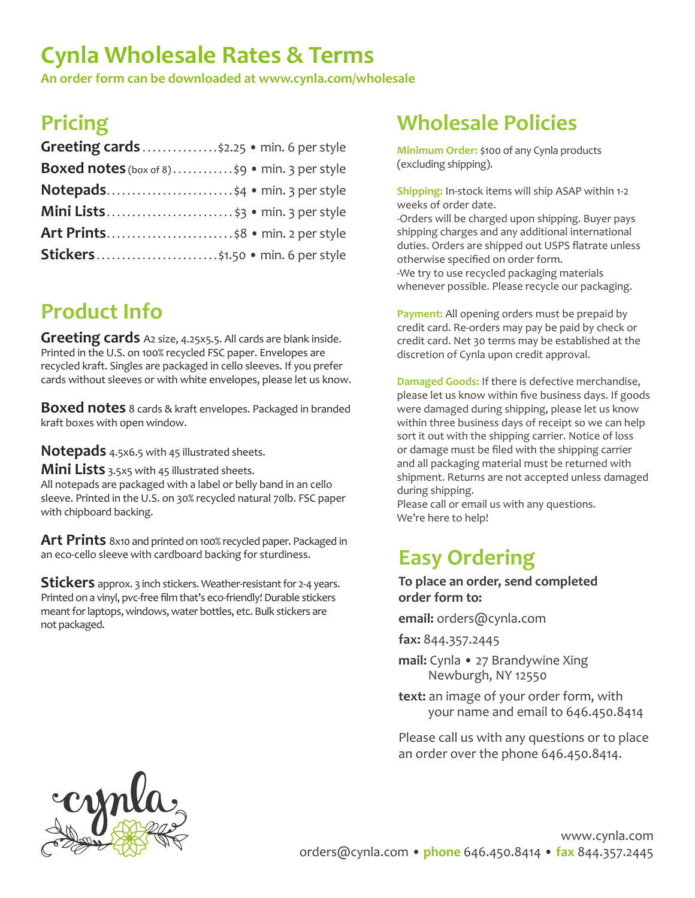# Cynla Wholesale Rates & Terms

**An order form can be downloaded at www.cynla.com/wholesale**

## Pricing

**Greeting cards**...............$2.25 • min. 6 per style
**Boxed notes** (box of 8)............$9 • min. 3 per style
**Notepads**.........................$4 • min. 3 per style
**Mini Lists**.........................$3 • min. 3 per style
**Art Prints**.........................$8 • min. 2 per style
**Stickers**........................$1.50 • min. 6 per style

## Product Info

**Greeting cards** A2 size, 4.25x5.5. All cards are blank inside. Printed in the U.S. on 100% recycled FSC paper. Envelopes are recycled kraft. Singles are packaged in cello sleeves. If you prefer cards without sleeves or with white envelopes, please let us know.

**Boxed notes** 8 cards & kraft envelopes. Packaged in branded kraft boxes with open window.

**Notepads** 4.5x6.5 with 45 illustrated sheets.
**Mini Lists** 3.5x5 with 45 illustrated sheets.
All notepads are packaged with a label or belly band in an cello sleeve. Printed in the U.S. on 30% recycled natural 70lb. FSC paper with chipboard backing.

**Art Prints** 8x10 and printed on 100% recycled paper. Packaged in an eco-cello sleeve with cardboard backing for sturdiness.

**Stickers** approx. 3 inch stickers. Weather-resistant for 2-4 years. Printed on a vinyl, pvc-free film that's eco-friendly! Durable stickers meant for laptops, windows, water bottles, etc. Bulk stickers are not packaged.

## Wholesale Policies

**Minimum Order:** $100 of any Cynla products (excluding shipping).

**Shipping:** In-stock items will ship ASAP within 1-2 weeks of order date.
-Orders will be charged upon shipping. Buyer pays shipping charges and any additional international duties. Orders are shipped out USPS flatrate unless otherwise specified on order form.
-We try to use recycled packaging materials whenever possible. Please recycle our packaging.

**Payment:** All opening orders must be prepaid by credit card. Re-orders may pay be paid by check or credit card. Net 30 terms may be established at the discretion of Cynla upon credit approval.

**Damaged Goods:** If there is defective merchandise, please let us know within five business days. If goods were damaged during shipping, please let us know within three business days of receipt so we can help sort it out with the shipping carrier. Notice of loss or damage must be filed with the shipping carrier and all packaging material must be returned with shipment. Returns are not accepted unless damaged during shipping.
Please call or email us with any questions.
We're here to help!

## Easy Ordering

**To place an order, send completed order form to:**

**email:** orders@cynla.com

**fax:** 844.357.2445

**mail:** Cynla • 27 Brandywine Xing
Newburgh, NY 12550

**text:** an image of your order form, with your name and email to 646.450.8414

Please call us with any questions or to place an order over the phone 646.450.8414.

cynla

www.cynla.com
orders@cynla.com • **phone** 646.450.8414 • **fax** 844.357.2445